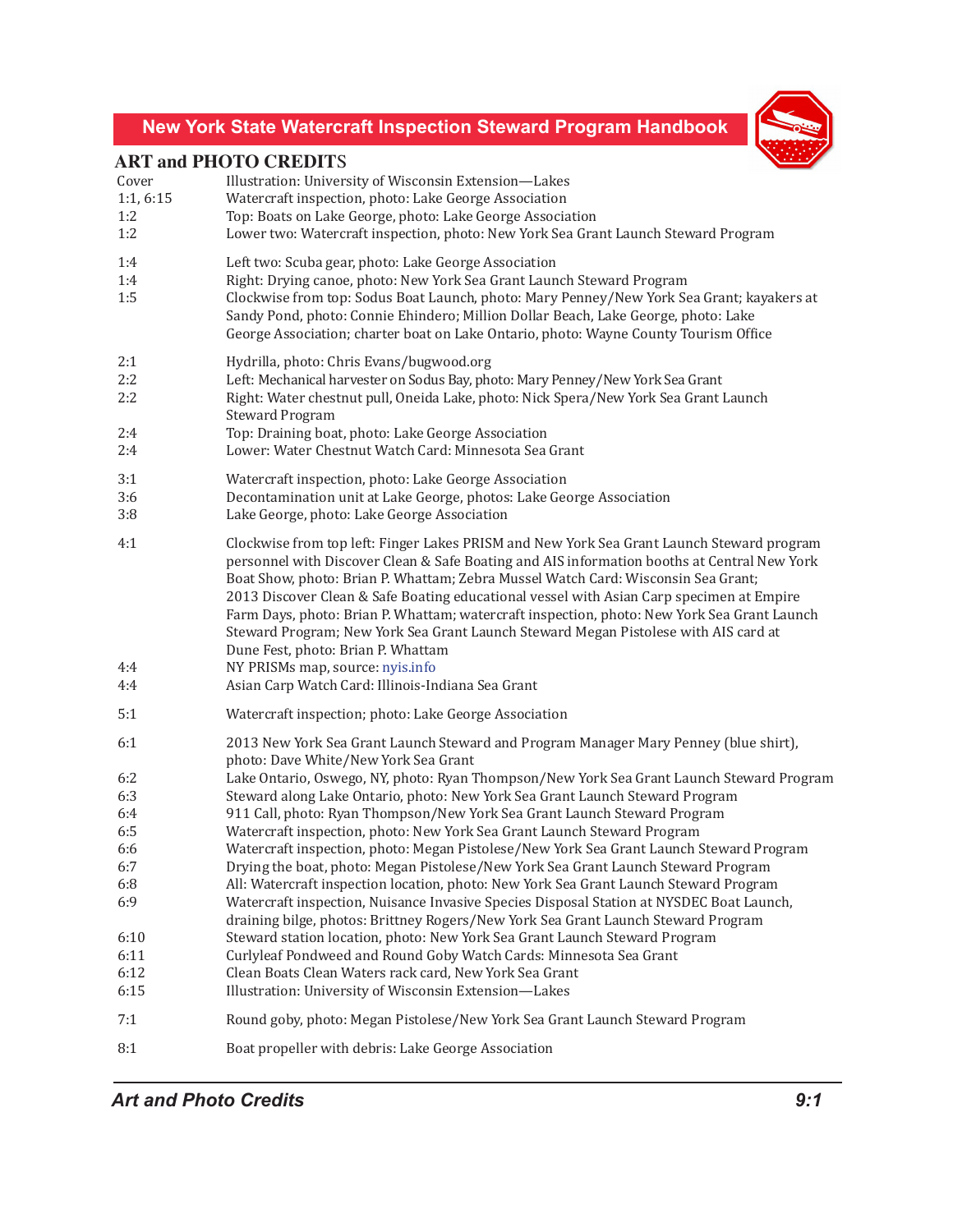## ART and PHOTO CREDITS

| | |
|---|---|
| Cover | Illustration: University of Wisconsin Extension—Lakes |
| 1:1, 6:15 | Watercraft inspection, photo: Lake George Association |
| 1:2 | Top: Boats on Lake George, photo: Lake George Association |
| 1:2 | Lower two: Watercraft inspection, photo: New York Sea Grant Launch Steward Program |
| 1:4 | Left two: Scuba gear, photo: Lake George Association |
| 1:4 | Right: Drying canoe, photo: New York Sea Grant Launch Steward Program |
| 1:5 | Clockwise from top: Sodus Boat Launch, photo: Mary Penney/New York Sea Grant; kayakers at Sandy Pond, photo: Connie Ehindero; Million Dollar Beach, Lake George, photo: Lake George Association; charter boat on Lake Ontario, photo: Wayne County Tourism Office |
| 2:1 | Hydrilla, photo: Chris Evans/bugwood.org |
| 2:2 | Left: Mechanical harvester on Sodus Bay, photo: Mary Penney/New York Sea Grant |
| 2:2 | Right: Water chestnut pull, Oneida Lake, photo: Nick Spera/New York Sea Grant Launch Steward Program |
| 2:4 | Top: Draining boat, photo: Lake George Association |
| 2:4 | Lower: Water Chestnut Watch Card: Minnesota Sea Grant |
| 3:1 | Watercraft inspection, photo: Lake George Association |
| 3:6 | Decontamination unit at Lake George, photos: Lake George Association |
| 3:8 | Lake George, photo: Lake George Association |
| 4:1 | Clockwise from top left: Finger Lakes PRISM and New York Sea Grant Launch Steward program personnel with Discover Clean & Safe Boating and AIS information booths at Central New York Boat Show, photo: Brian P. Whattam; Zebra Mussel Watch Card: Wisconsin Sea Grant; 2013 Discover Clean & Safe Boating educational vessel with Asian Carp specimen at Empire Farm Days, photo: Brian P. Whattam; watercraft inspection, photo: New York Sea Grant Launch Steward Program; New York Sea Grant Launch Steward Megan Pistolese with AIS card at Dune Fest, photo: Brian P. Whattam |
| 4:4 | NY PRISMs map, source: nyis.info |
| 4:4 | Asian Carp Watch Card: Illinois-Indiana Sea Grant |
| 5:1 | Watercraft inspection; photo: Lake George Association |
| 6:1 | 2013 New York Sea Grant Launch Steward and Program Manager Mary Penney (blue shirt), photo: Dave White/New York Sea Grant |
| 6:2 | Lake Ontario, Oswego, NY, photo: Ryan Thompson/New York Sea Grant Launch Steward Program |
| 6:3 | Steward along Lake Ontario, photo: New York Sea Grant Launch Steward Program |
| 6:4 | 911 Call, photo: Ryan Thompson/New York Sea Grant Launch Steward Program |
| 6:5 | Watercraft inspection, photo: New York Sea Grant Launch Steward Program |
| 6:6 | Watercraft inspection, photo: Megan Pistolese/New York Sea Grant Launch Steward Program |
| 6:7 | Drying the boat, photo: Megan Pistolese/New York Sea Grant Launch Steward Program |
| 6:8 | All: Watercraft inspection location, photo: New York Sea Grant Launch Steward Program |
| 6:9 | Watercraft inspection, Nuisance Invasive Species Disposal Station at NYSDEC Boat Launch, draining bilge, photos: Brittney Rogers/New York Sea Grant Launch Steward Program |
| 6:10 | Steward station location, photo: New York Sea Grant Launch Steward Program |
| 6:11 | Curlyleaf Pondweed and Round Goby Watch Cards: Minnesota Sea Grant |
| 6:12 | Clean Boats Clean Waters rack card, New York Sea Grant |
| 6:15 | Illustration: University of Wisconsin Extension—Lakes |
| 7:1 | Round goby, photo: Megan Pistolese/New York Sea Grant Launch Steward Program |
| 8:1 | Boat propeller with debris: Lake George Association |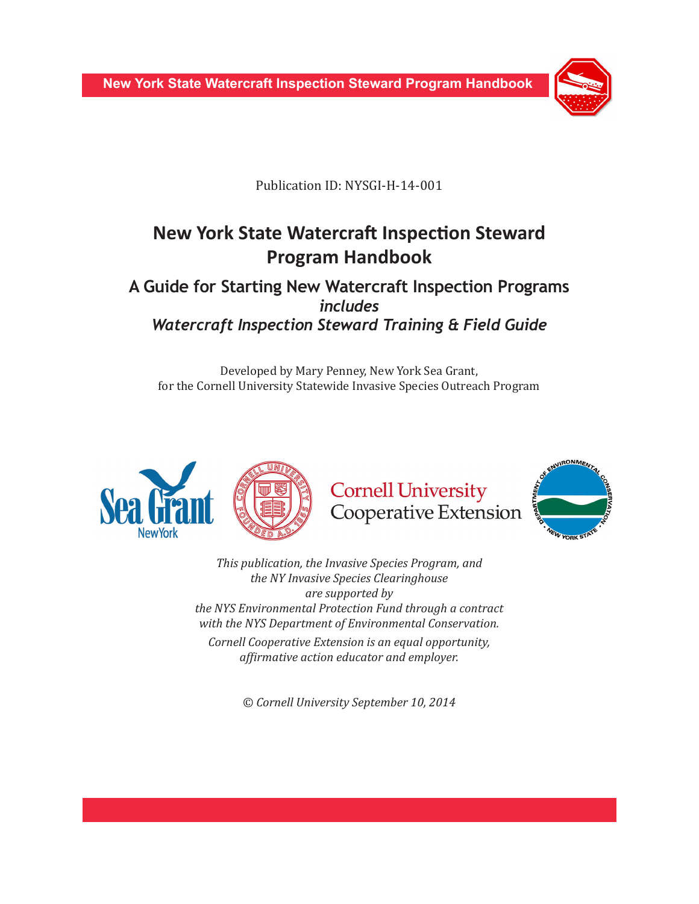Publication ID: NYSGI-H-14-001

# New York State Watercraft Inspection Steward Program Handbook

## A Guide for Starting New Watercraft Inspection Programs

***includes***

***Watercraft Inspection Steward Training & Field Guide***

Developed by Mary Penney, New York Sea Grant,
for the Cornell University Statewide Invasive Species Outreach Program

*This publication, the Invasive Species Program, and the NY Invasive Species Clearinghouse are supported by the NYS Environmental Protection Fund through a contract with the NYS Department of Environmental Conservation.*

*Cornell Cooperative Extension is an equal opportunity, affirmative action educator and employer.*

*© Cornell University September 10, 2014*